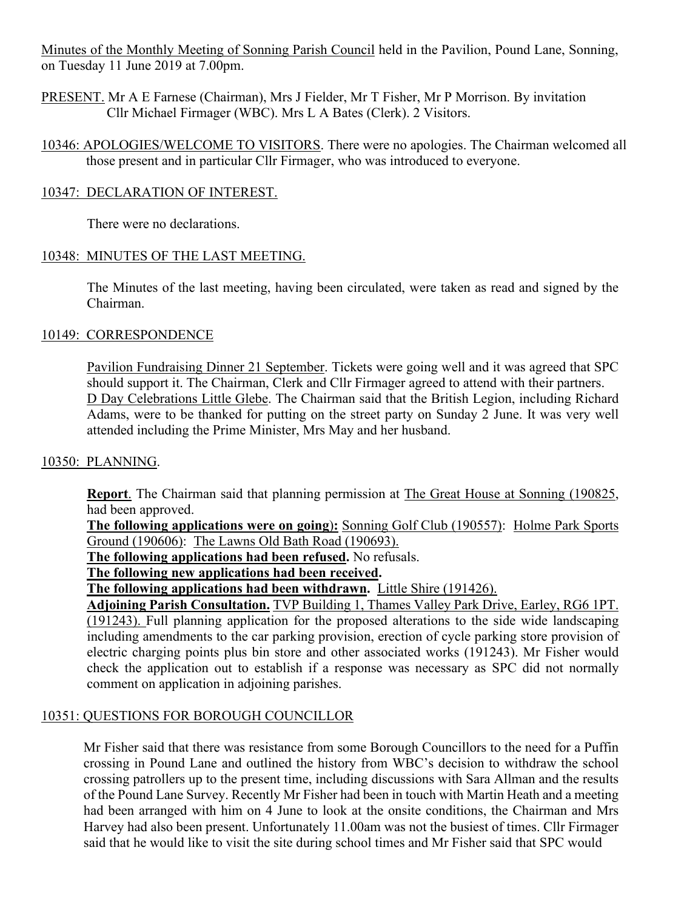Minutes of the Monthly Meeting of Sonning Parish Council held in the Pavilion, Pound Lane, Sonning, on Tuesday 11 June 2019 at 7.00pm.

PRESENT. Mr A E Farnese (Chairman), Mrs J Fielder, Mr T Fisher, Mr P Morrison. By invitation Cllr Michael Firmager (WBC). Mrs L A Bates (Clerk). 2 Visitors.

10346: APOLOGIES/WELCOME TO VISITORS. There were no apologies. The Chairman welcomed all those present and in particular Cllr Firmager, who was introduced to everyone.

10347: DECLARATION OF INTEREST.

There were no declarations.

10348: MINUTES OF THE LAST MEETING.

The Minutes of the last meeting, having been circulated, were taken as read and signed by the Chairman.

10149: CORRESPONDENCE

Pavilion Fundraising Dinner 21 September. Tickets were going well and it was agreed that SPC should support it. The Chairman, Clerk and Cllr Firmager agreed to attend with their partners.
D Day Celebrations Little Glebe. The Chairman said that the British Legion, including Richard Adams, were to be thanked for putting on the street party on Sunday 2 June. It was very well attended including the Prime Minister, Mrs May and her husband.

10350: PLANNING.

**Report**. The Chairman said that planning permission at The Great House at Sonning (190825, had been approved.
**The following applications were on going):** Sonning Golf Club (190557): Holme Park Sports Ground (190606): The Lawns Old Bath Road (190693).
**The following applications had been refused.** No refusals.
**The following new applications had been received.**
**The following applications had been withdrawn.** Little Shire (191426).
**Adjoining Parish Consultation.** TVP Building 1, Thames Valley Park Drive, Earley, RG6 1PT. (191243). Full planning application for the proposed alterations to the side wide landscaping including amendments to the car parking provision, erection of cycle parking store provision of electric charging points plus bin store and other associated works (191243). Mr Fisher would check the application out to establish if a response was necessary as SPC did not normally comment on application in adjoining parishes.

10351: QUESTIONS FOR BOROUGH COUNCILLOR

Mr Fisher said that there was resistance from some Borough Councillors to the need for a Puffin crossing in Pound Lane and outlined the history from WBC's decision to withdraw the school crossing patrollers up to the present time, including discussions with Sara Allman and the results of the Pound Lane Survey. Recently Mr Fisher had been in touch with Martin Heath and a meeting had been arranged with him on 4 June to look at the onsite conditions, the Chairman and Mrs Harvey had also been present. Unfortunately 11.00am was not the busiest of times. Cllr Firmager said that he would like to visit the site during school times and Mr Fisher said that SPC would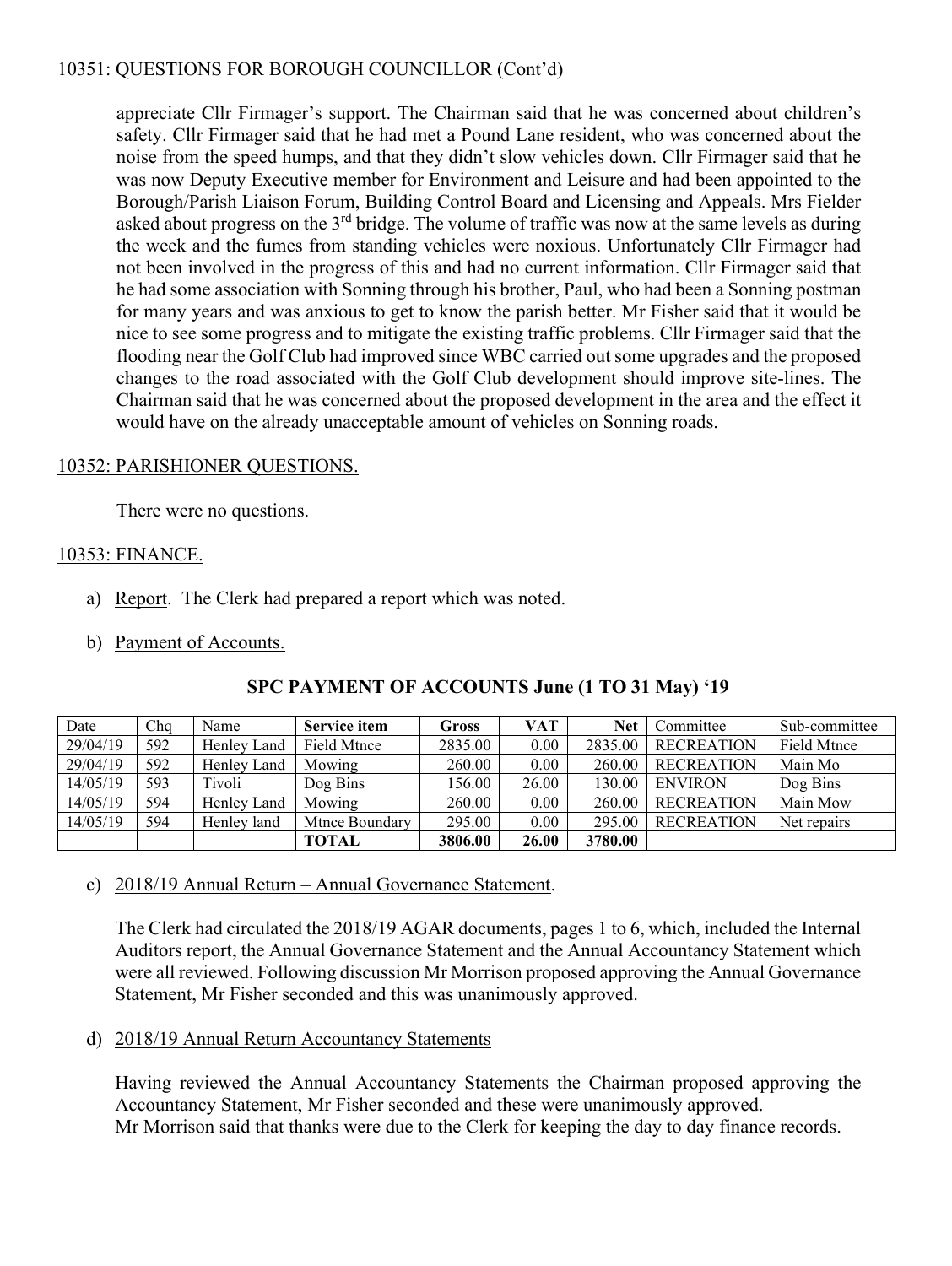10351: QUESTIONS FOR BOROUGH COUNCILLOR (Cont'd)

appreciate Cllr Firmager's support. The Chairman said that he was concerned about children's safety. Cllr Firmager said that he had met a Pound Lane resident, who was concerned about the noise from the speed humps, and that they didn't slow vehicles down. Cllr Firmager said that he was now Deputy Executive member for Environment and Leisure and had been appointed to the Borough/Parish Liaison Forum, Building Control Board and Licensing and Appeals. Mrs Fielder asked about progress on the 3rd bridge. The volume of traffic was now at the same levels as during the week and the fumes from standing vehicles were noxious. Unfortunately Cllr Firmager had not been involved in the progress of this and had no current information. Cllr Firmager said that he had some association with Sonning through his brother, Paul, who had been a Sonning postman for many years and was anxious to get to know the parish better. Mr Fisher said that it would be nice to see some progress and to mitigate the existing traffic problems. Cllr Firmager said that the flooding near the Golf Club had improved since WBC carried out some upgrades and the proposed changes to the road associated with the Golf Club development should improve site-lines. The Chairman said that he was concerned about the proposed development in the area and the effect it would have on the already unacceptable amount of vehicles on Sonning roads.

10352: PARISHIONER QUESTIONS.

There were no questions.

10353: FINANCE.

a) Report. The Clerk had prepared a report which was noted.

b) Payment of Accounts.

**SPC PAYMENT OF ACCOUNTS June (1 TO 31 May) '19**

| Date | Chq | Name | Service item | Gross | VAT | Net | Committee | Sub-committee |
|---|---|---|---|---|---|---|---|---|
| 29/04/19 | 592 | Henley Land | Field Mtnce | 2835.00 | 0.00 | 2835.00 | RECREATION | Field Mtnce |
| 29/04/19 | 592 | Henley Land | Mowing | 260.00 | 0.00 | 260.00 | RECREATION | Main Mo |
| 14/05/19 | 593 | Tivoli | Dog Bins | 156.00 | 26.00 | 130.00 | ENVIRON | Dog Bins |
| 14/05/19 | 594 | Henley Land | Mowing | 260.00 | 0.00 | 260.00 | RECREATION | Main Mow |
| 14/05/19 | 594 | Henley land | Mtnce Boundary | 295.00 | 0.00 | 295.00 | RECREATION | Net repairs |
| | | | **TOTAL** | **3806.00** | **26.00** | **3780.00** | | |

c) 2018/19 Annual Return – Annual Governance Statement.

The Clerk had circulated the 2018/19 AGAR documents, pages 1 to 6, which, included the Internal Auditors report, the Annual Governance Statement and the Annual Accountancy Statement which were all reviewed. Following discussion Mr Morrison proposed approving the Annual Governance Statement, Mr Fisher seconded and this was unanimously approved.

d) 2018/19 Annual Return Accountancy Statements

Having reviewed the Annual Accountancy Statements the Chairman proposed approving the Accountancy Statement, Mr Fisher seconded and these were unanimously approved.
Mr Morrison said that thanks were due to the Clerk for keeping the day to day finance records.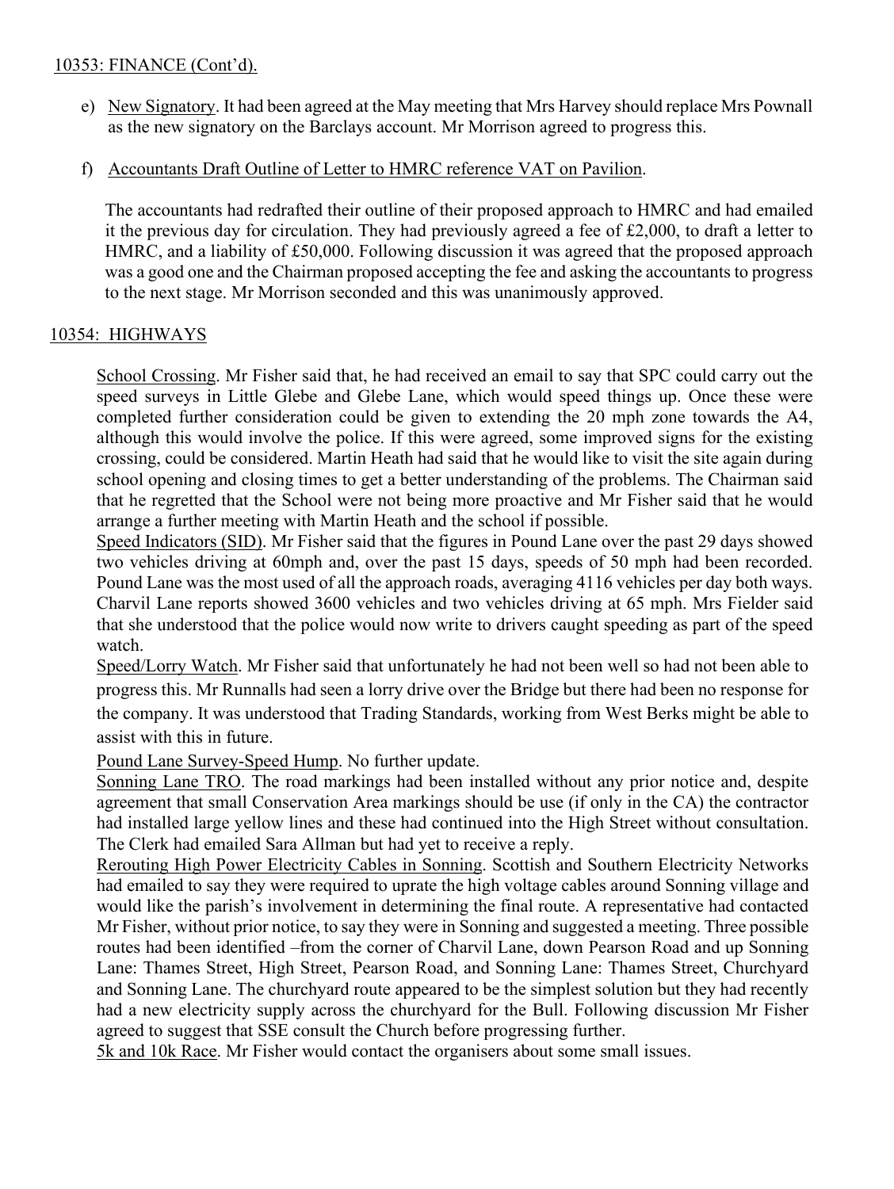10353: FINANCE (Cont'd).

e) New Signatory. It had been agreed at the May meeting that Mrs Harvey should replace Mrs Pownall as the new signatory on the Barclays account. Mr Morrison agreed to progress this.

f) Accountants Draft Outline of Letter to HMRC reference VAT on Pavilion.

The accountants had redrafted their outline of their proposed approach to HMRC and had emailed it the previous day for circulation. They had previously agreed a fee of £2,000, to draft a letter to HMRC, and a liability of £50,000. Following discussion it was agreed that the proposed approach was a good one and the Chairman proposed accepting the fee and asking the accountants to progress to the next stage. Mr Morrison seconded and this was unanimously approved.

10354: HIGHWAYS

School Crossing. Mr Fisher said that, he had received an email to say that SPC could carry out the speed surveys in Little Glebe and Glebe Lane, which would speed things up. Once these were completed further consideration could be given to extending the 20 mph zone towards the A4, although this would involve the police. If this were agreed, some improved signs for the existing crossing, could be considered. Martin Heath had said that he would like to visit the site again during school opening and closing times to get a better understanding of the problems. The Chairman said that he regretted that the School were not being more proactive and Mr Fisher said that he would arrange a further meeting with Martin Heath and the school if possible.

Speed Indicators (SID). Mr Fisher said that the figures in Pound Lane over the past 29 days showed two vehicles driving at 60mph and, over the past 15 days, speeds of 50 mph had been recorded. Pound Lane was the most used of all the approach roads, averaging 4116 vehicles per day both ways. Charvil Lane reports showed 3600 vehicles and two vehicles driving at 65 mph. Mrs Fielder said that she understood that the police would now write to drivers caught speeding as part of the speed watch.

Speed/Lorry Watch. Mr Fisher said that unfortunately he had not been well so had not been able to progress this. Mr Runnalls had seen a lorry drive over the Bridge but there had been no response for the company. It was understood that Trading Standards, working from West Berks might be able to assist with this in future.

Pound Lane Survey-Speed Hump. No further update.

Sonning Lane TRO. The road markings had been installed without any prior notice and, despite agreement that small Conservation Area markings should be use (if only in the CA) the contractor had installed large yellow lines and these had continued into the High Street without consultation. The Clerk had emailed Sara Allman but had yet to receive a reply.

Rerouting High Power Electricity Cables in Sonning. Scottish and Southern Electricity Networks had emailed to say they were required to uprate the high voltage cables around Sonning village and would like the parish's involvement in determining the final route. A representative had contacted Mr Fisher, without prior notice, to say they were in Sonning and suggested a meeting. Three possible routes had been identified –from the corner of Charvil Lane, down Pearson Road and up Sonning Lane: Thames Street, High Street, Pearson Road, and Sonning Lane: Thames Street, Churchyard and Sonning Lane. The churchyard route appeared to be the simplest solution but they had recently had a new electricity supply across the churchyard for the Bull. Following discussion Mr Fisher agreed to suggest that SSE consult the Church before progressing further.

5k and 10k Race. Mr Fisher would contact the organisers about some small issues.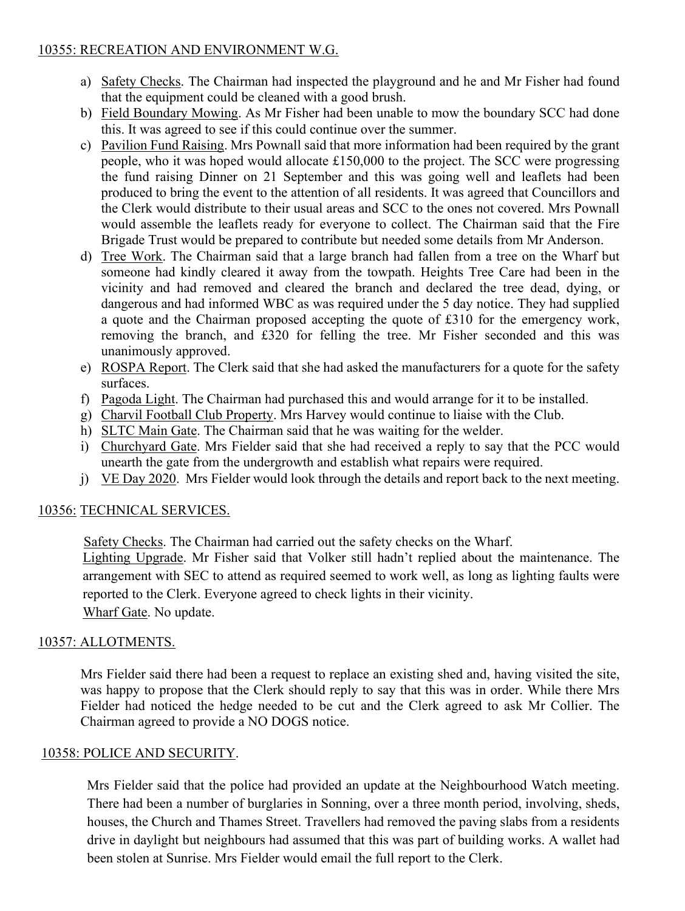## 10355: RECREATION AND ENVIRONMENT W.G.

a) Safety Checks. The Chairman had inspected the playground and he and Mr Fisher had found that the equipment could be cleaned with a good brush.
b) Field Boundary Mowing. As Mr Fisher had been unable to mow the boundary SCC had done this. It was agreed to see if this could continue over the summer.
c) Pavilion Fund Raising. Mrs Pownall said that more information had been required by the grant people, who it was hoped would allocate £150,000 to the project. The SCC were progressing the fund raising Dinner on 21 September and this was going well and leaflets had been produced to bring the event to the attention of all residents. It was agreed that Councillors and the Clerk would distribute to their usual areas and SCC to the ones not covered. Mrs Pownall would assemble the leaflets ready for everyone to collect. The Chairman said that the Fire Brigade Trust would be prepared to contribute but needed some details from Mr Anderson.
d) Tree Work. The Chairman said that a large branch had fallen from a tree on the Wharf but someone had kindly cleared it away from the towpath. Heights Tree Care had been in the vicinity and had removed and cleared the branch and declared the tree dead, dying, or dangerous and had informed WBC as was required under the 5 day notice. They had supplied a quote and the Chairman proposed accepting the quote of £310 for the emergency work, removing the branch, and £320 for felling the tree. Mr Fisher seconded and this was unanimously approved.
e) ROSPA Report. The Clerk said that she had asked the manufacturers for a quote for the safety surfaces.
f) Pagoda Light. The Chairman had purchased this and would arrange for it to be installed.
g) Charvil Football Club Property. Mrs Harvey would continue to liaise with the Club.
h) SLTC Main Gate. The Chairman said that he was waiting for the welder.
i) Churchyard Gate. Mrs Fielder said that she had received a reply to say that the PCC would unearth the gate from the undergrowth and establish what repairs were required.
j) VE Day 2020. Mrs Fielder would look through the details and report back to the next meeting.

## 10356: TECHNICAL SERVICES.

Safety Checks. The Chairman had carried out the safety checks on the Wharf.
Lighting Upgrade. Mr Fisher said that Volker still hadn't replied about the maintenance. The arrangement with SEC to attend as required seemed to work well, as long as lighting faults were reported to the Clerk. Everyone agreed to check lights in their vicinity.
Wharf Gate. No update.

## 10357: ALLOTMENTS.

Mrs Fielder said there had been a request to replace an existing shed and, having visited the site, was happy to propose that the Clerk should reply to say that this was in order. While there Mrs Fielder had noticed the hedge needed to be cut and the Clerk agreed to ask Mr Collier. The Chairman agreed to provide a NO DOGS notice.

## 10358: POLICE AND SECURITY.

Mrs Fielder said that the police had provided an update at the Neighbourhood Watch meeting. There had been a number of burglaries in Sonning, over a three month period, involving, sheds, houses, the Church and Thames Street. Travellers had removed the paving slabs from a residents drive in daylight but neighbours had assumed that this was part of building works. A wallet had been stolen at Sunrise. Mrs Fielder would email the full report to the Clerk.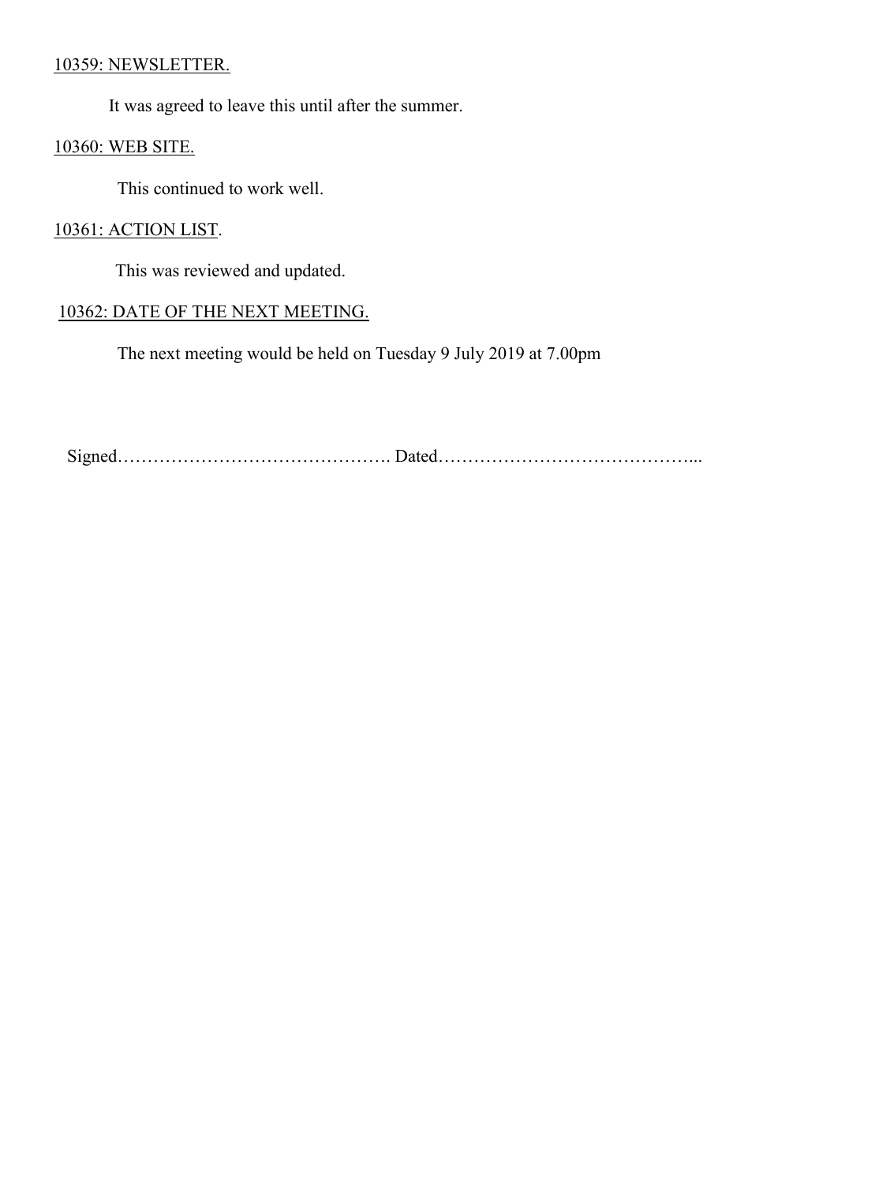<u>10359: NEWSLETTER.</u>

It was agreed to leave this until after the summer.

<u>10360: WEB SITE.</u>

This continued to work well.

<u>10361: ACTION LIST</u>.

This was reviewed and updated.

<u>10362: DATE OF THE NEXT MEETING.</u>

The next meeting would be held on Tuesday 9 July 2019 at 7.00pm

Signed………………………………………. Dated……………………………………...